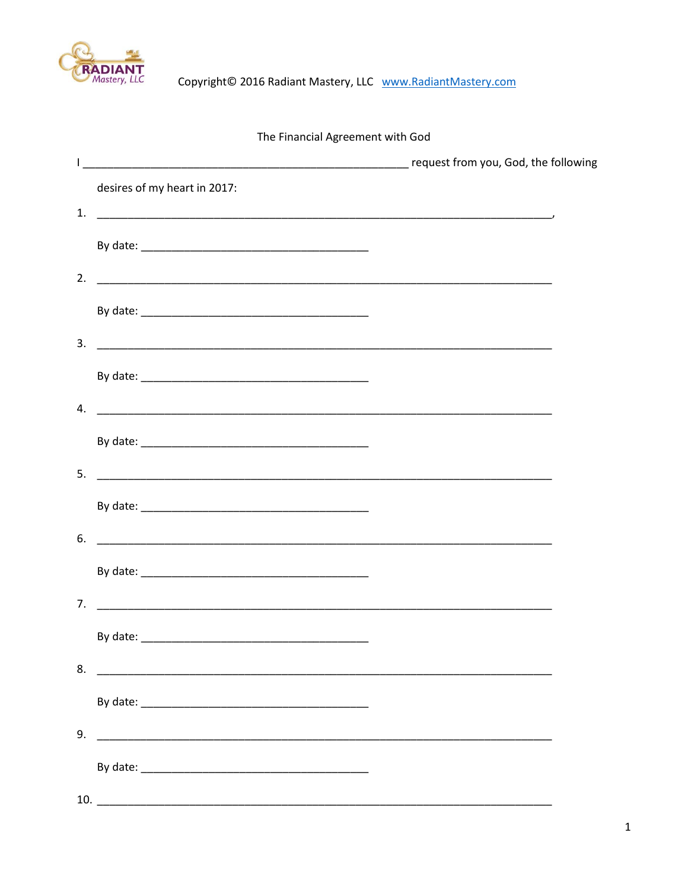RADIANT Mastery, LLC

Copyright© 2016 Radiant Mastery, LLC www.RadiantMastery.com

The Financial Agreement with God

I _______________________________________________ request from you, God, the following desires of my heart in 2017:

1. ___________________________________________________________________,

   By date: _________________________________

2. ___________________________________________________________________

   By date: _________________________________

3. ___________________________________________________________________

   By date: _________________________________

4. ___________________________________________________________________

   By date: _________________________________

5. ___________________________________________________________________

   By date: _________________________________

6. ___________________________________________________________________

   By date: _________________________________

7. ___________________________________________________________________

   By date: _________________________________

8. ___________________________________________________________________

   By date: _________________________________

9. ___________________________________________________________________

   By date: _________________________________

10. ___________________________________________________________________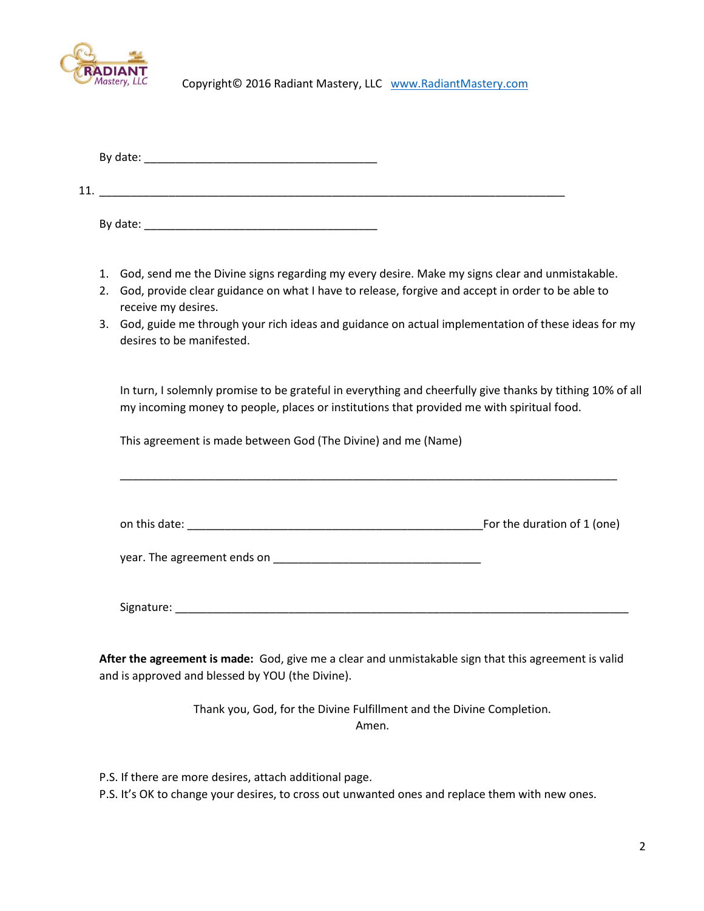By date: _____________________________________

11. ___________________________________________________________________________

By date: _____________________________________

1. God, send me the Divine signs regarding my every desire. Make my signs clear and unmistakable.
2. God, provide clear guidance on what I have to release, forgive and accept in order to be able to receive my desires.
3. God, guide me through your rich ideas and guidance on actual implementation of these ideas for my desires to be manifested.

In turn, I solemnly promise to be grateful in everything and cheerfully give thanks by tithing 10% of all my incoming money to people, places or institutions that provided me with spiritual food.

This agreement is made between God (The Divine) and me (Name)

________________________________________________________________________________

on this date: _______________________________________________For the duration of 1 (one)

year. The agreement ends on _________________________________

Signature: __________________________________________________________________________

**After the agreement is made:** God, give me a clear and unmistakable sign that this agreement is valid and is approved and blessed by YOU (the Divine).

Thank you, God, for the Divine Fulfillment and the Divine Completion.
Amen.

P.S. If there are more desires, attach additional page.
P.S. It's OK to change your desires, to cross out unwanted ones and replace them with new ones.